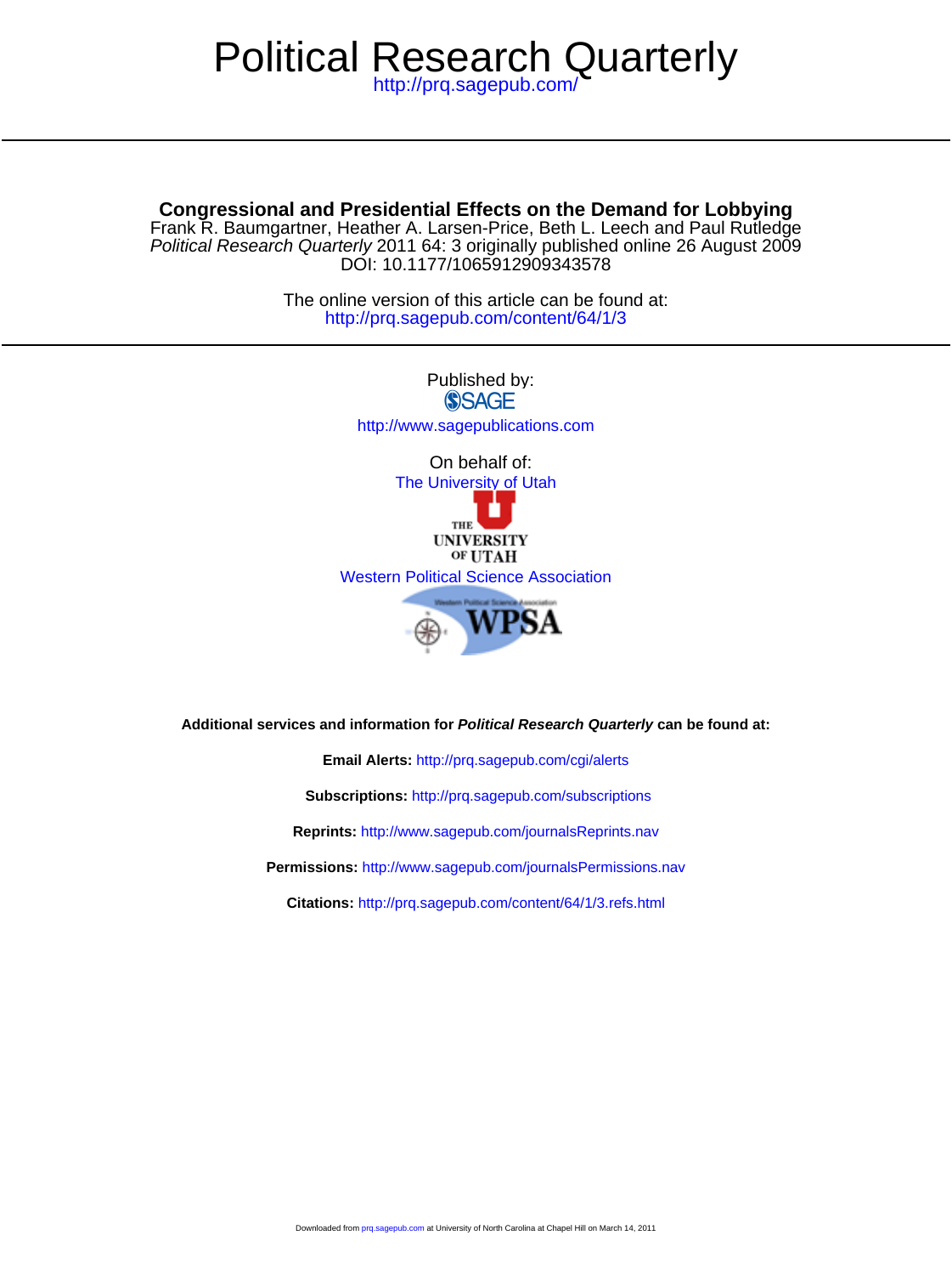# Political Research Quarterly

http://prq.sagepub.com/

## Congressional and Presidential Effects on the Demand for Lobbying

Frank R. Baumgartner, Heather A. Larsen-Price, Beth L. Leech and Paul Rutledge

*Political Research Quarterly* 2011 64: 3 originally published online 26 August 2009

DOI: 10.1177/1065912909343578

The online version of this article can be found at:

http://prq.sagepub.com/content/64/1/3

Published by:

SAGE

http://www.sagepublications.com

On behalf of:

The University of Utah

Western Political Science Association

**Additional services and information for *Political Research Quarterly* can be found at:**

**Email Alerts:** http://prq.sagepub.com/cgi/alerts

**Subscriptions:** http://prq.sagepub.com/subscriptions

**Reprints:** http://www.sagepub.com/journalsReprints.nav

**Permissions:** http://www.sagepub.com/journalsPermissions.nav

**Citations:** http://prq.sagepub.com/content/64/1/3.refs.html

Downloaded from prq.sagepub.com at University of North Carolina at Chapel Hill on March 14, 2011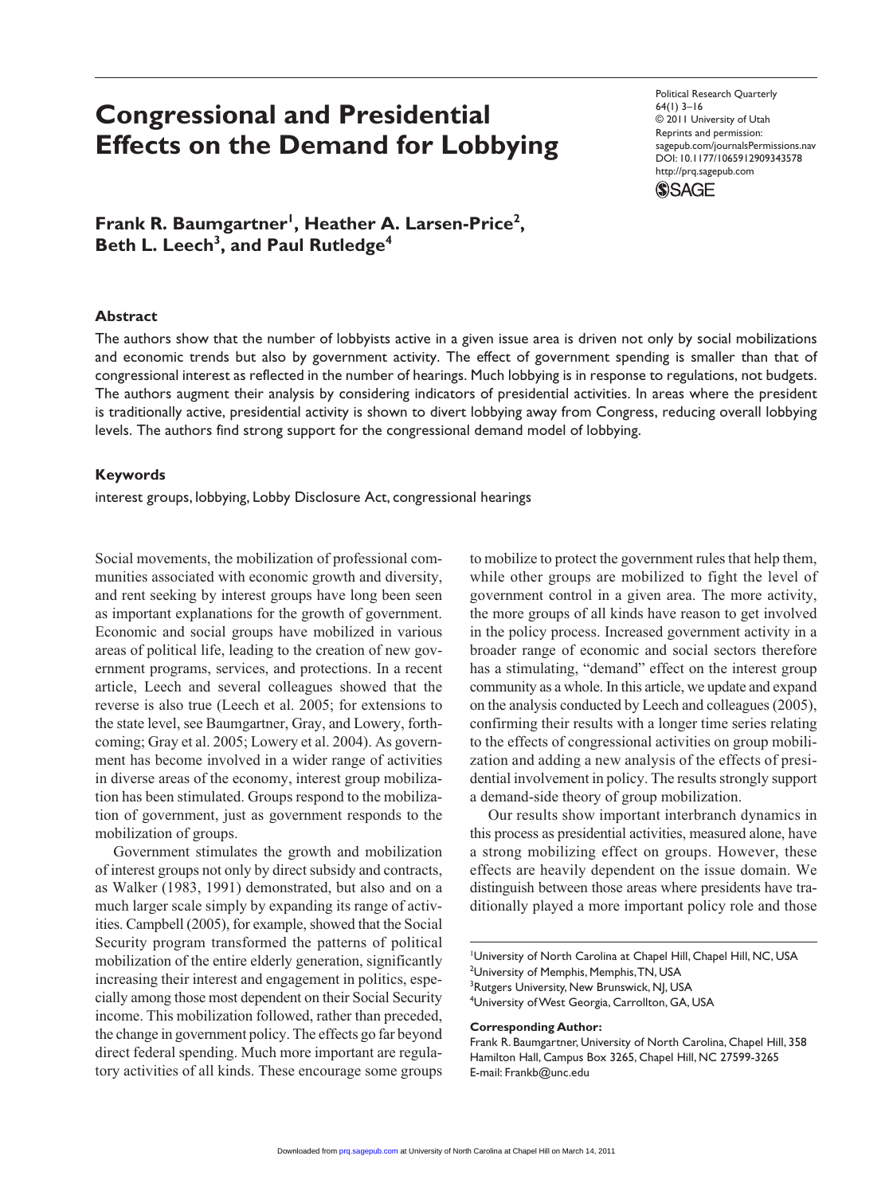# Congressional and Presidential Effects on the Demand for Lobbying

Political Research Quarterly
64(1) 3–16
© 2011 University of Utah
Reprints and permission: sagepub.com/journalsPermissions.nav
DOI: 10.1177/1065912909343578
http://prq.sagepub.com

**Frank R. Baumgartner[1], Heather A. Larsen-Price[2], Beth L. Leech[3], and Paul Rutledge[4]**

## Abstract

The authors show that the number of lobbyists active in a given issue area is driven not only by social mobilizations and economic trends but also by government activity. The effect of government spending is smaller than that of congressional interest as reflected in the number of hearings. Much lobbying is in response to regulations, not budgets. The authors augment their analysis by considering indicators of presidential activities. In areas where the president is traditionally active, presidential activity is shown to divert lobbying away from Congress, reducing overall lobbying levels. The authors find strong support for the congressional demand model of lobbying.

## Keywords

interest groups, lobbying, Lobby Disclosure Act, congressional hearings

Social movements, the mobilization of professional communities associated with economic growth and diversity, and rent seeking by interest groups have long been seen as important explanations for the growth of government. Economic and social groups have mobilized in various areas of political life, leading to the creation of new government programs, services, and protections. In a recent article, Leech and several colleagues showed that the reverse is also true (Leech et al. 2005; for extensions to the state level, see Baumgartner, Gray, and Lowery, forthcoming; Gray et al. 2005; Lowery et al. 2004). As government has become involved in a wider range of activities in diverse areas of the economy, interest group mobilization has been stimulated. Groups respond to the mobilization of government, just as government responds to the mobilization of groups.

Government stimulates the growth and mobilization of interest groups not only by direct subsidy and contracts, as Walker (1983, 1991) demonstrated, but also and on a much larger scale simply by expanding its range of activities. Campbell (2005), for example, showed that the Social Security program transformed the patterns of political mobilization of the entire elderly generation, significantly increasing their interest and engagement in politics, especially among those most dependent on their Social Security income. This mobilization followed, rather than preceded, the change in government policy. The effects go far beyond direct federal spending. Much more important are regulatory activities of all kinds. These encourage some groups to mobilize to protect the government rules that help them, while other groups are mobilized to fight the level of government control in a given area. The more activity, the more groups of all kinds have reason to get involved in the policy process. Increased government activity in a broader range of economic and social sectors therefore has a stimulating, "demand" effect on the interest group community as a whole. In this article, we update and expand on the analysis conducted by Leech and colleagues (2005), confirming their results with a longer time series relating to the effects of congressional activities on group mobilization and adding a new analysis of the effects of presidential involvement in policy. The results strongly support a demand-side theory of group mobilization.

Our results show important interbranch dynamics in this process as presidential activities, measured alone, have a strong mobilizing effect on groups. However, these effects are heavily dependent on the issue domain. We distinguish between those areas where presidents have traditionally played a more important policy role and those

[1]University of North Carolina at Chapel Hill, Chapel Hill, NC, USA
[2]University of Memphis, Memphis, TN, USA
[3]Rutgers University, New Brunswick, NJ, USA
[4]University of West Georgia, Carrollton, GA, USA

**Corresponding Author:**
Frank R. Baumgartner, University of North Carolina, Chapel Hill, 358 Hamilton Hall, Campus Box 3265, Chapel Hill, NC 27599-3265
E-mail: Frankb@unc.edu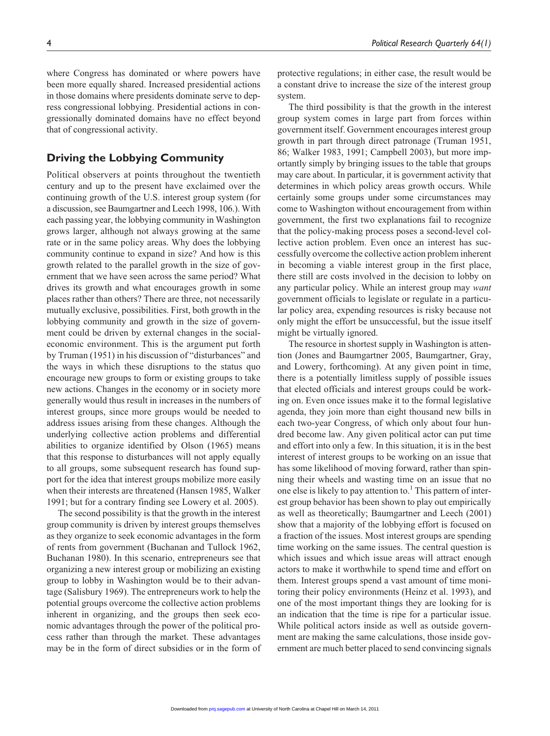where Congress has dominated or where powers have been more equally shared. Increased presidential actions in those domains where presidents dominate serve to depress congressional lobbying. Presidential actions in congressionally dominated domains have no effect beyond that of congressional activity.

## Driving the Lobbying Community

Political observers at points throughout the twentieth century and up to the present have exclaimed over the continuing growth of the U.S. interest group system (for a discussion, see Baumgartner and Leech 1998, 106.). With each passing year, the lobbying community in Washington grows larger, although not always growing at the same rate or in the same policy areas. Why does the lobbying community continue to expand in size? And how is this growth related to the parallel growth in the size of government that we have seen across the same period? What drives its growth and what encourages growth in some places rather than others? There are three, not necessarily mutually exclusive, possibilities. First, both growth in the lobbying community and growth in the size of government could be driven by external changes in the social-economic environment. This is the argument put forth by Truman (1951) in his discussion of "disturbances" and the ways in which these disruptions to the status quo encourage new groups to form or existing groups to take new actions. Changes in the economy or in society more generally would thus result in increases in the numbers of interest groups, since more groups would be needed to address issues arising from these changes. Although the underlying collective action problems and differential abilities to organize identified by Olson (1965) means that this response to disturbances will not apply equally to all groups, some subsequent research has found support for the idea that interest groups mobilize more easily when their interests are threatened (Hansen 1985, Walker 1991; but for a contrary finding see Lowery et al. 2005).

The second possibility is that the growth in the interest group community is driven by interest groups themselves as they organize to seek economic advantages in the form of rents from government (Buchanan and Tullock 1962, Buchanan 1980). In this scenario, entrepreneurs see that organizing a new interest group or mobilizing an existing group to lobby in Washington would be to their advantage (Salisbury 1969). The entrepreneurs work to help the potential groups overcome the collective action problems inherent in organizing, and the groups then seek economic advantages through the power of the political process rather than through the market. These advantages may be in the form of direct subsidies or in the form of protective regulations; in either case, the result would be a constant drive to increase the size of the interest group system.

The third possibility is that the growth in the interest group system comes in large part from forces within government itself. Government encourages interest group growth in part through direct patronage (Truman 1951, 86; Walker 1983, 1991; Campbell 2003), but more importantly simply by bringing issues to the table that groups may care about. In particular, it is government activity that determines in which policy areas growth occurs. While certainly some groups under some circumstances may come to Washington without encouragement from within government, the first two explanations fail to recognize that the policy-making process poses a second-level collective action problem. Even once an interest has successfully overcome the collective action problem inherent in becoming a viable interest group in the first place, there still are costs involved in the decision to lobby on any particular policy. While an interest group may *want* government officials to legislate or regulate in a particular policy area, expending resources is risky because not only might the effort be unsuccessful, but the issue itself might be virtually ignored.

The resource in shortest supply in Washington is attention (Jones and Baumgartner 2005, Baumgartner, Gray, and Lowery, forthcoming). At any given point in time, there is a potentially limitless supply of possible issues that elected officials and interest groups could be working on. Even once issues make it to the formal legislative agenda, they join more than eight thousand new bills in each two-year Congress, of which only about four hundred become law. Any given political actor can put time and effort into only a few. In this situation, it is in the best interest of interest groups to be working on an issue that has some likelihood of moving forward, rather than spinning their wheels and wasting time on an issue that no one else is likely to pay attention to.[1] This pattern of interest group behavior has been shown to play out empirically as well as theoretically; Baumgartner and Leech (2001) show that a majority of the lobbying effort is focused on a fraction of the issues. Most interest groups are spending time working on the same issues. The central question is which issues and which issue areas will attract enough actors to make it worthwhile to spend time and effort on them. Interest groups spend a vast amount of time monitoring their policy environments (Heinz et al. 1993), and one of the most important things they are looking for is an indication that the time is ripe for a particular issue. While political actors inside as well as outside government are making the same calculations, those inside government are much better placed to send convincing signals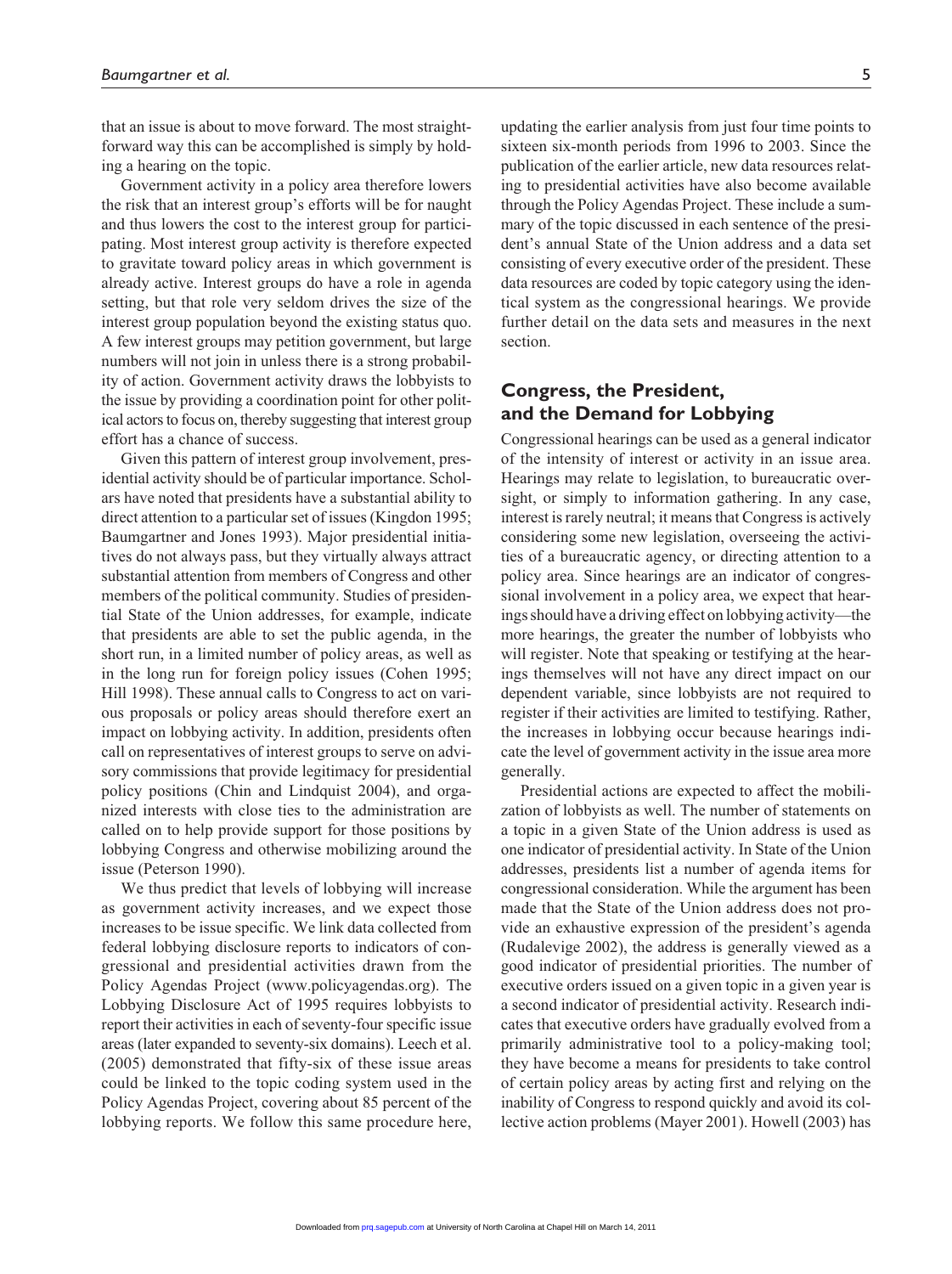that an issue is about to move forward. The most straightforward way this can be accomplished is simply by holding a hearing on the topic.

Government activity in a policy area therefore lowers the risk that an interest group's efforts will be for naught and thus lowers the cost to the interest group for participating. Most interest group activity is therefore expected to gravitate toward policy areas in which government is already active. Interest groups do have a role in agenda setting, but that role very seldom drives the size of the interest group population beyond the existing status quo. A few interest groups may petition government, but large numbers will not join in unless there is a strong probability of action. Government activity draws the lobbyists to the issue by providing a coordination point for other political actors to focus on, thereby suggesting that interest group effort has a chance of success.

Given this pattern of interest group involvement, presidential activity should be of particular importance. Scholars have noted that presidents have a substantial ability to direct attention to a particular set of issues (Kingdon 1995; Baumgartner and Jones 1993). Major presidential initiatives do not always pass, but they virtually always attract substantial attention from members of Congress and other members of the political community. Studies of presidential State of the Union addresses, for example, indicate that presidents are able to set the public agenda, in the short run, in a limited number of policy areas, as well as in the long run for foreign policy issues (Cohen 1995; Hill 1998). These annual calls to Congress to act on various proposals or policy areas should therefore exert an impact on lobbying activity. In addition, presidents often call on representatives of interest groups to serve on advisory commissions that provide legitimacy for presidential policy positions (Chin and Lindquist 2004), and organized interests with close ties to the administration are called on to help provide support for those positions by lobbying Congress and otherwise mobilizing around the issue (Peterson 1990).

We thus predict that levels of lobbying will increase as government activity increases, and we expect those increases to be issue specific. We link data collected from federal lobbying disclosure reports to indicators of congressional and presidential activities drawn from the Policy Agendas Project (www.policyagendas.org). The Lobbying Disclosure Act of 1995 requires lobbyists to report their activities in each of seventy-four specific issue areas (later expanded to seventy-six domains). Leech et al. (2005) demonstrated that fifty-six of these issue areas could be linked to the topic coding system used in the Policy Agendas Project, covering about 85 percent of the lobbying reports. We follow this same procedure here, updating the earlier analysis from just four time points to sixteen six-month periods from 1996 to 2003. Since the publication of the earlier article, new data resources relating to presidential activities have also become available through the Policy Agendas Project. These include a summary of the topic discussed in each sentence of the president's annual State of the Union address and a data set consisting of every executive order of the president. These data resources are coded by topic category using the identical system as the congressional hearings. We provide further detail on the data sets and measures in the next section.

## Congress, the President, and the Demand for Lobbying

Congressional hearings can be used as a general indicator of the intensity of interest or activity in an issue area. Hearings may relate to legislation, to bureaucratic oversight, or simply to information gathering. In any case, interest is rarely neutral; it means that Congress is actively considering some new legislation, overseeing the activities of a bureaucratic agency, or directing attention to a policy area. Since hearings are an indicator of congressional involvement in a policy area, we expect that hearings should have a driving effect on lobbying activity—the more hearings, the greater the number of lobbyists who will register. Note that speaking or testifying at the hearings themselves will not have any direct impact on our dependent variable, since lobbyists are not required to register if their activities are limited to testifying. Rather, the increases in lobbying occur because hearings indicate the level of government activity in the issue area more generally.

Presidential actions are expected to affect the mobilization of lobbyists as well. The number of statements on a topic in a given State of the Union address is used as one indicator of presidential activity. In State of the Union addresses, presidents list a number of agenda items for congressional consideration. While the argument has been made that the State of the Union address does not provide an exhaustive expression of the president's agenda (Rudalevige 2002), the address is generally viewed as a good indicator of presidential priorities. The number of executive orders issued on a given topic in a given year is a second indicator of presidential activity. Research indicates that executive orders have gradually evolved from a primarily administrative tool to a policy-making tool; they have become a means for presidents to take control of certain policy areas by acting first and relying on the inability of Congress to respond quickly and avoid its collective action problems (Mayer 2001). Howell (2003) has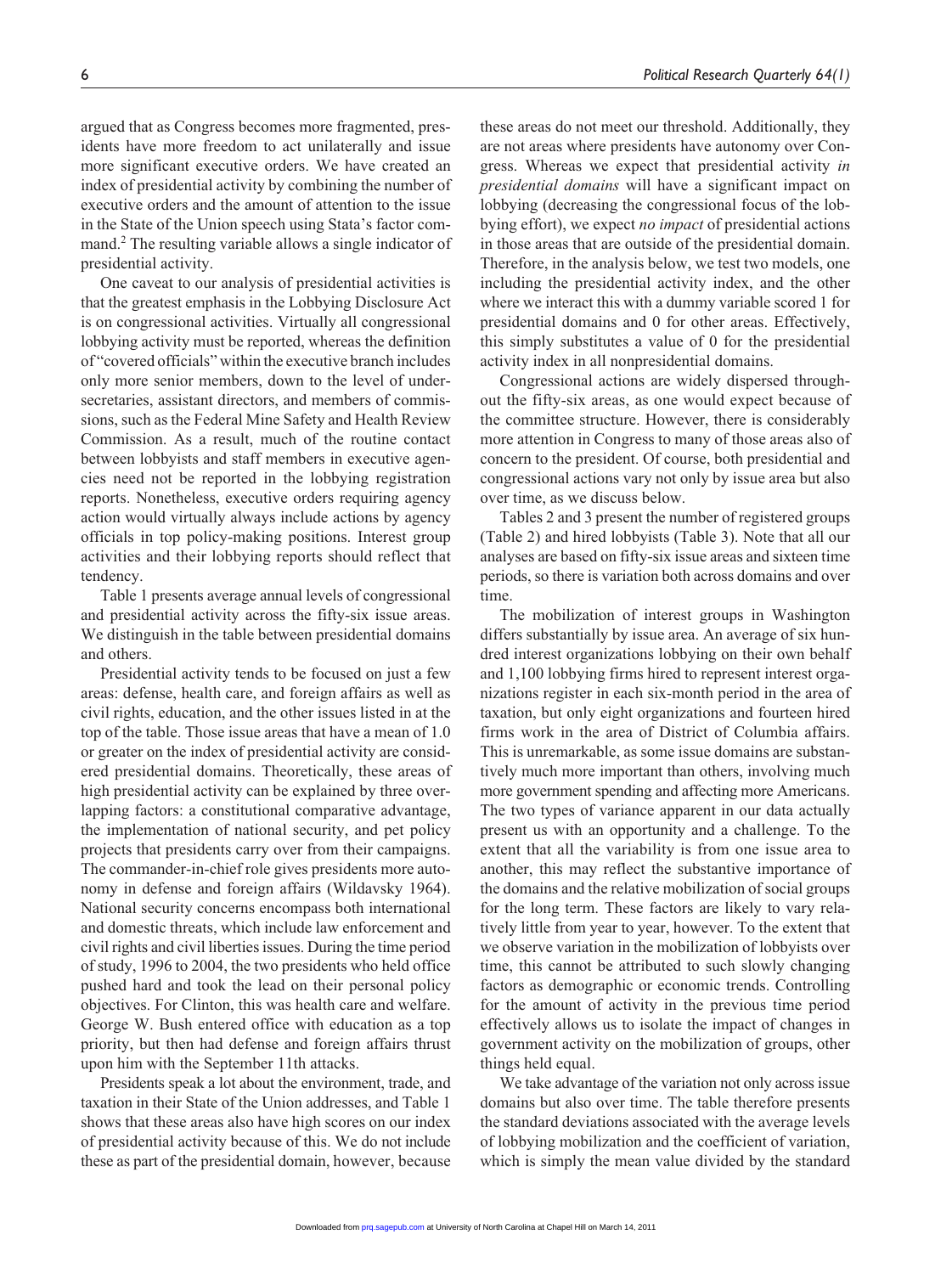argued that as Congress becomes more fragmented, presidents have more freedom to act unilaterally and issue more significant executive orders. We have created an index of presidential activity by combining the number of executive orders and the amount of attention to the issue in the State of the Union speech using Stata's factor command.[2] The resulting variable allows a single indicator of presidential activity.

One caveat to our analysis of presidential activities is that the greatest emphasis in the Lobbying Disclosure Act is on congressional activities. Virtually all congressional lobbying activity must be reported, whereas the definition of "covered officials" within the executive branch includes only more senior members, down to the level of undersecretaries, assistant directors, and members of commissions, such as the Federal Mine Safety and Health Review Commission. As a result, much of the routine contact between lobbyists and staff members in executive agencies need not be reported in the lobbying registration reports. Nonetheless, executive orders requiring agency action would virtually always include actions by agency officials in top policy-making positions. Interest group activities and their lobbying reports should reflect that tendency.

Table 1 presents average annual levels of congressional and presidential activity across the fifty-six issue areas. We distinguish in the table between presidential domains and others.

Presidential activity tends to be focused on just a few areas: defense, health care, and foreign affairs as well as civil rights, education, and the other issues listed in at the top of the table. Those issue areas that have a mean of 1.0 or greater on the index of presidential activity are considered presidential domains. Theoretically, these areas of high presidential activity can be explained by three overlapping factors: a constitutional comparative advantage, the implementation of national security, and pet policy projects that presidents carry over from their campaigns. The commander-in-chief role gives presidents more autonomy in defense and foreign affairs (Wildavsky 1964). National security concerns encompass both international and domestic threats, which include law enforcement and civil rights and civil liberties issues. During the time period of study, 1996 to 2004, the two presidents who held office pushed hard and took the lead on their personal policy objectives. For Clinton, this was health care and welfare. George W. Bush entered office with education as a top priority, but then had defense and foreign affairs thrust upon him with the September 11th attacks.

Presidents speak a lot about the environment, trade, and taxation in their State of the Union addresses, and Table 1 shows that these areas also have high scores on our index of presidential activity because of this. We do not include these as part of the presidential domain, however, because these areas do not meet our threshold. Additionally, they are not areas where presidents have autonomy over Congress. Whereas we expect that presidential activity *in presidential domains* will have a significant impact on lobbying (decreasing the congressional focus of the lobbying effort), we expect *no impact* of presidential actions in those areas that are outside of the presidential domain. Therefore, in the analysis below, we test two models, one including the presidential activity index, and the other where we interact this with a dummy variable scored 1 for presidential domains and 0 for other areas. Effectively, this simply substitutes a value of 0 for the presidential activity index in all nonpresidential domains.

Congressional actions are widely dispersed throughout the fifty-six areas, as one would expect because of the committee structure. However, there is considerably more attention in Congress to many of those areas also of concern to the president. Of course, both presidential and congressional actions vary not only by issue area but also over time, as we discuss below.

Tables 2 and 3 present the number of registered groups (Table 2) and hired lobbyists (Table 3). Note that all our analyses are based on fifty-six issue areas and sixteen time periods, so there is variation both across domains and over time.

The mobilization of interest groups in Washington differs substantially by issue area. An average of six hundred interest organizations lobbying on their own behalf and 1,100 lobbying firms hired to represent interest organizations register in each six-month period in the area of taxation, but only eight organizations and fourteen hired firms work in the area of District of Columbia affairs. This is unremarkable, as some issue domains are substantively much more important than others, involving much more government spending and affecting more Americans. The two types of variance apparent in our data actually present us with an opportunity and a challenge. To the extent that all the variability is from one issue area to another, this may reflect the substantive importance of the domains and the relative mobilization of social groups for the long term. These factors are likely to vary relatively little from year to year, however. To the extent that we observe variation in the mobilization of lobbyists over time, this cannot be attributed to such slowly changing factors as demographic or economic trends. Controlling for the amount of activity in the previous time period effectively allows us to isolate the impact of changes in government activity on the mobilization of groups, other things held equal.

We take advantage of the variation not only across issue domains but also over time. The table therefore presents the standard deviations associated with the average levels of lobbying mobilization and the coefficient of variation, which is simply the mean value divided by the standard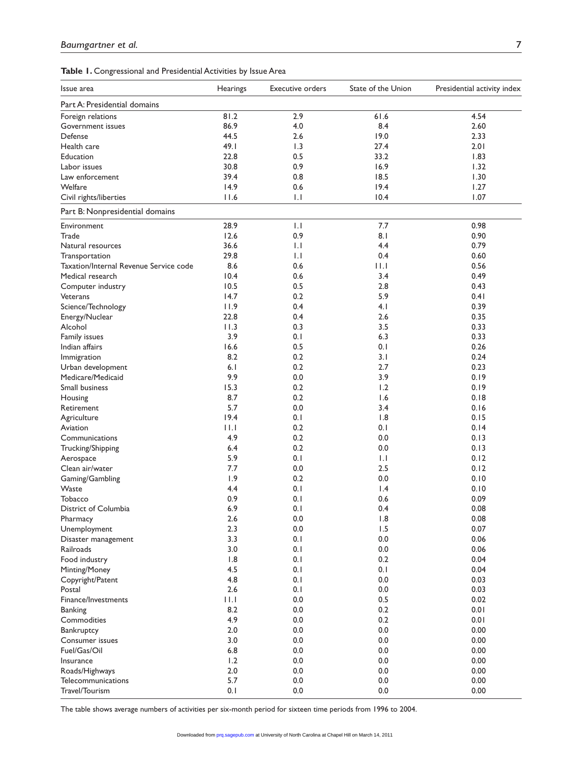**Table 1.** Congressional and Presidential Activities by Issue Area

| Issue area | Hearings | Executive orders | State of the Union | Presidential activity index |
|---|---|---|---|---|
| **Part A: Presidential domains** | | | | |
| Foreign relations | 81.2 | 2.9 | 61.6 | 4.54 |
| Government issues | 86.9 | 4.0 | 8.4 | 2.60 |
| Defense | 44.5 | 2.6 | 19.0 | 2.33 |
| Health care | 49.1 | 1.3 | 27.4 | 2.01 |
| Education | 22.8 | 0.5 | 33.2 | 1.83 |
| Labor issues | 30.8 | 0.9 | 16.9 | 1.32 |
| Law enforcement | 39.4 | 0.8 | 18.5 | 1.30 |
| Welfare | 14.9 | 0.6 | 19.4 | 1.27 |
| Civil rights/liberties | 11.6 | 1.1 | 10.4 | 1.07 |
| **Part B: Nonpresidential domains** | | | | |
| Environment | 28.9 | 1.1 | 7.7 | 0.98 |
| Trade | 12.6 | 0.9 | 8.1 | 0.90 |
| Natural resources | 36.6 | 1.1 | 4.4 | 0.79 |
| Transportation | 29.8 | 1.1 | 0.4 | 0.60 |
| Taxation/Internal Revenue Service code | 8.6 | 0.6 | 11.1 | 0.56 |
| Medical research | 10.4 | 0.6 | 3.4 | 0.49 |
| Computer industry | 10.5 | 0.5 | 2.8 | 0.43 |
| Veterans | 14.7 | 0.2 | 5.9 | 0.41 |
| Science/Technology | 11.9 | 0.4 | 4.1 | 0.39 |
| Energy/Nuclear | 22.8 | 0.4 | 2.6 | 0.35 |
| Alcohol | 11.3 | 0.3 | 3.5 | 0.33 |
| Family issues | 3.9 | 0.1 | 6.3 | 0.33 |
| Indian affairs | 16.6 | 0.5 | 0.1 | 0.26 |
| Immigration | 8.2 | 0.2 | 3.1 | 0.24 |
| Urban development | 6.1 | 0.2 | 2.7 | 0.23 |
| Medicare/Medicaid | 9.9 | 0.0 | 3.9 | 0.19 |
| Small business | 15.3 | 0.2 | 1.2 | 0.19 |
| Housing | 8.7 | 0.2 | 1.6 | 0.18 |
| Retirement | 5.7 | 0.0 | 3.4 | 0.16 |
| Agriculture | 19.4 | 0.1 | 1.8 | 0.15 |
| Aviation | 11.1 | 0.2 | 0.1 | 0.14 |
| Communications | 4.9 | 0.2 | 0.0 | 0.13 |
| Trucking/Shipping | 6.4 | 0.2 | 0.0 | 0.13 |
| Aerospace | 5.9 | 0.1 | 1.1 | 0.12 |
| Clean air/water | 7.7 | 0.0 | 2.5 | 0.12 |
| Gaming/Gambling | 1.9 | 0.2 | 0.0 | 0.10 |
| Waste | 4.4 | 0.1 | 1.4 | 0.10 |
| Tobacco | 0.9 | 0.1 | 0.6 | 0.09 |
| District of Columbia | 6.9 | 0.1 | 0.4 | 0.08 |
| Pharmacy | 2.6 | 0.0 | 1.8 | 0.08 |
| Unemployment | 2.3 | 0.0 | 1.5 | 0.07 |
| Disaster management | 3.3 | 0.1 | 0.0 | 0.06 |
| Railroads | 3.0 | 0.1 | 0.0 | 0.06 |
| Food industry | 1.8 | 0.1 | 0.2 | 0.04 |
| Minting/Money | 4.5 | 0.1 | 0.1 | 0.04 |
| Copyright/Patent | 4.8 | 0.1 | 0.0 | 0.03 |
| Postal | 2.6 | 0.1 | 0.0 | 0.03 |
| Finance/Investments | 11.1 | 0.0 | 0.5 | 0.02 |
| Banking | 8.2 | 0.0 | 0.2 | 0.01 |
| Commodities | 4.9 | 0.0 | 0.2 | 0.01 |
| Bankruptcy | 2.0 | 0.0 | 0.0 | 0.00 |
| Consumer issues | 3.0 | 0.0 | 0.0 | 0.00 |
| Fuel/Gas/Oil | 6.8 | 0.0 | 0.0 | 0.00 |
| Insurance | 1.2 | 0.0 | 0.0 | 0.00 |
| Roads/Highways | 2.0 | 0.0 | 0.0 | 0.00 |
| Telecommunications | 5.7 | 0.0 | 0.0 | 0.00 |
| Travel/Tourism | 0.1 | 0.0 | 0.0 | 0.00 |

The table shows average numbers of activities per six-month period for sixteen time periods from 1996 to 2004.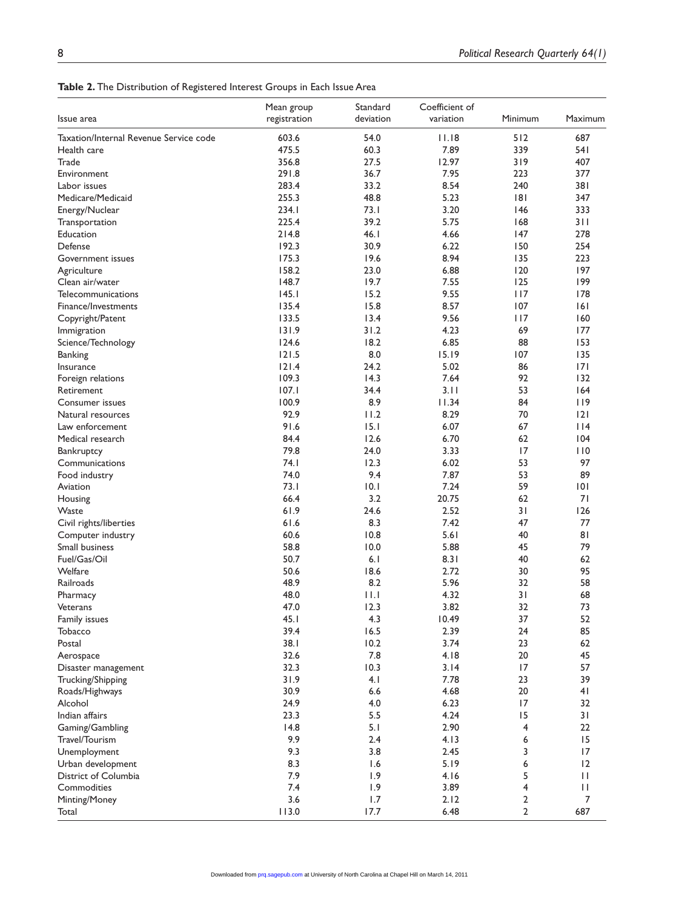**Table 2.** The Distribution of Registered Interest Groups in Each Issue Area

| Issue area | Mean group registration | Standard deviation | Coefficient of variation | Minimum | Maximum |
|---|---|---|---|---|---|
| Taxation/Internal Revenue Service code | 603.6 | 54.0 | 11.18 | 512 | 687 |
| Health care | 475.5 | 60.3 | 7.89 | 339 | 541 |
| Trade | 356.8 | 27.5 | 12.97 | 319 | 407 |
| Environment | 291.8 | 36.7 | 7.95 | 223 | 377 |
| Labor issues | 283.4 | 33.2 | 8.54 | 240 | 381 |
| Medicare/Medicaid | 255.3 | 48.8 | 5.23 | 181 | 347 |
| Energy/Nuclear | 234.1 | 73.1 | 3.20 | 146 | 333 |
| Transportation | 225.4 | 39.2 | 5.75 | 168 | 311 |
| Education | 214.8 | 46.1 | 4.66 | 147 | 278 |
| Defense | 192.3 | 30.9 | 6.22 | 150 | 254 |
| Government issues | 175.3 | 19.6 | 8.94 | 135 | 223 |
| Agriculture | 158.2 | 23.0 | 6.88 | 120 | 197 |
| Clean air/water | 148.7 | 19.7 | 7.55 | 125 | 199 |
| Telecommunications | 145.1 | 15.2 | 9.55 | 117 | 178 |
| Finance/Investments | 135.4 | 15.8 | 8.57 | 107 | 161 |
| Copyright/Patent | 133.5 | 13.4 | 9.56 | 117 | 160 |
| Immigration | 131.9 | 31.2 | 4.23 | 69 | 177 |
| Science/Technology | 124.6 | 18.2 | 6.85 | 88 | 153 |
| Banking | 121.5 | 8.0 | 15.19 | 107 | 135 |
| Insurance | 121.4 | 24.2 | 5.02 | 86 | 171 |
| Foreign relations | 109.3 | 14.3 | 7.64 | 92 | 132 |
| Retirement | 107.1 | 34.4 | 3.11 | 53 | 164 |
| Consumer issues | 100.9 | 8.9 | 11.34 | 84 | 119 |
| Natural resources | 92.9 | 11.2 | 8.29 | 70 | 121 |
| Law enforcement | 91.6 | 15.1 | 6.07 | 67 | 114 |
| Medical research | 84.4 | 12.6 | 6.70 | 62 | 104 |
| Bankruptcy | 79.8 | 24.0 | 3.33 | 17 | 110 |
| Communications | 74.1 | 12.3 | 6.02 | 53 | 97 |
| Food industry | 74.0 | 9.4 | 7.87 | 53 | 89 |
| Aviation | 73.1 | 10.1 | 7.24 | 59 | 101 |
| Housing | 66.4 | 3.2 | 20.75 | 62 | 71 |
| Waste | 61.9 | 24.6 | 2.52 | 31 | 126 |
| Civil rights/liberties | 61.6 | 8.3 | 7.42 | 47 | 77 |
| Computer industry | 60.6 | 10.8 | 5.61 | 40 | 81 |
| Small business | 58.8 | 10.0 | 5.88 | 45 | 79 |
| Fuel/Gas/Oil | 50.7 | 6.1 | 8.31 | 40 | 62 |
| Welfare | 50.6 | 18.6 | 2.72 | 30 | 95 |
| Railroads | 48.9 | 8.2 | 5.96 | 32 | 58 |
| Pharmacy | 48.0 | 11.1 | 4.32 | 31 | 68 |
| Veterans | 47.0 | 12.3 | 3.82 | 32 | 73 |
| Family issues | 45.1 | 4.3 | 10.49 | 37 | 52 |
| Tobacco | 39.4 | 16.5 | 2.39 | 24 | 85 |
| Postal | 38.1 | 10.2 | 3.74 | 23 | 62 |
| Aerospace | 32.6 | 7.8 | 4.18 | 20 | 45 |
| Disaster management | 32.3 | 10.3 | 3.14 | 17 | 57 |
| Trucking/Shipping | 31.9 | 4.1 | 7.78 | 23 | 39 |
| Roads/Highways | 30.9 | 6.6 | 4.68 | 20 | 41 |
| Alcohol | 24.9 | 4.0 | 6.23 | 17 | 32 |
| Indian affairs | 23.3 | 5.5 | 4.24 | 15 | 31 |
| Gaming/Gambling | 14.8 | 5.1 | 2.90 | 4 | 22 |
| Travel/Tourism | 9.9 | 2.4 | 4.13 | 6 | 15 |
| Unemployment | 9.3 | 3.8 | 2.45 | 3 | 17 |
| Urban development | 8.3 | 1.6 | 5.19 | 6 | 12 |
| District of Columbia | 7.9 | 1.9 | 4.16 | 5 | 11 |
| Commodities | 7.4 | 1.9 | 3.89 | 4 | 11 |
| Minting/Money | 3.6 | 1.7 | 2.12 | 2 | 7 |
| Total | 113.0 | 17.7 | 6.48 | 2 | 687 |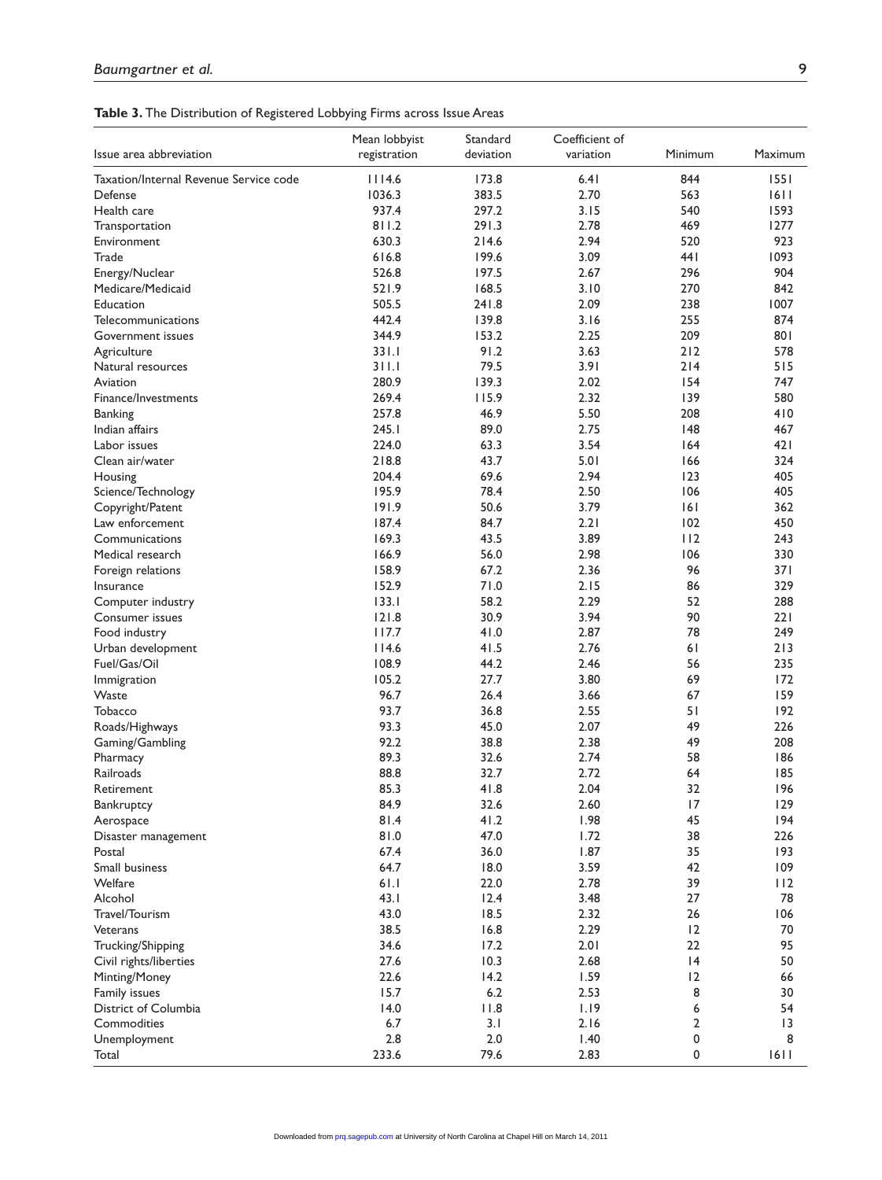**Table 3.** The Distribution of Registered Lobbying Firms across Issue Areas

| Issue area abbreviation | Mean lobbyist registration | Standard deviation | Coefficient of variation | Minimum | Maximum |
|---|---|---|---|---|---|
| Taxation/Internal Revenue Service code | 1114.6 | 173.8 | 6.41 | 844 | 1551 |
| Defense | 1036.3 | 383.5 | 2.70 | 563 | 1611 |
| Health care | 937.4 | 297.2 | 3.15 | 540 | 1593 |
| Transportation | 811.2 | 291.3 | 2.78 | 469 | 1277 |
| Environment | 630.3 | 214.6 | 2.94 | 520 | 923 |
| Trade | 616.8 | 199.6 | 3.09 | 441 | 1093 |
| Energy/Nuclear | 526.8 | 197.5 | 2.67 | 296 | 904 |
| Medicare/Medicaid | 521.9 | 168.5 | 3.10 | 270 | 842 |
| Education | 505.5 | 241.8 | 2.09 | 238 | 1007 |
| Telecommunications | 442.4 | 139.8 | 3.16 | 255 | 874 |
| Government issues | 344.9 | 153.2 | 2.25 | 209 | 801 |
| Agriculture | 331.1 | 91.2 | 3.63 | 212 | 578 |
| Natural resources | 311.1 | 79.5 | 3.91 | 214 | 515 |
| Aviation | 280.9 | 139.3 | 2.02 | 154 | 747 |
| Finance/Investments | 269.4 | 115.9 | 2.32 | 139 | 580 |
| Banking | 257.8 | 46.9 | 5.50 | 208 | 410 |
| Indian affairs | 245.1 | 89.0 | 2.75 | 148 | 467 |
| Labor issues | 224.0 | 63.3 | 3.54 | 164 | 421 |
| Clean air/water | 218.8 | 43.7 | 5.01 | 166 | 324 |
| Housing | 204.4 | 69.6 | 2.94 | 123 | 405 |
| Science/Technology | 195.9 | 78.4 | 2.50 | 106 | 405 |
| Copyright/Patent | 191.9 | 50.6 | 3.79 | 161 | 362 |
| Law enforcement | 187.4 | 84.7 | 2.21 | 102 | 450 |
| Communications | 169.3 | 43.5 | 3.89 | 112 | 243 |
| Medical research | 166.9 | 56.0 | 2.98 | 106 | 330 |
| Foreign relations | 158.9 | 67.2 | 2.36 | 96 | 371 |
| Insurance | 152.9 | 71.0 | 2.15 | 86 | 329 |
| Computer industry | 133.1 | 58.2 | 2.29 | 52 | 288 |
| Consumer issues | 121.8 | 30.9 | 3.94 | 90 | 221 |
| Food industry | 117.7 | 41.0 | 2.87 | 78 | 249 |
| Urban development | 114.6 | 41.5 | 2.76 | 61 | 213 |
| Fuel/Gas/Oil | 108.9 | 44.2 | 2.46 | 56 | 235 |
| Immigration | 105.2 | 27.7 | 3.80 | 69 | 172 |
| Waste | 96.7 | 26.4 | 3.66 | 67 | 159 |
| Tobacco | 93.7 | 36.8 | 2.55 | 51 | 192 |
| Roads/Highways | 93.3 | 45.0 | 2.07 | 49 | 226 |
| Gaming/Gambling | 92.2 | 38.8 | 2.38 | 49 | 208 |
| Pharmacy | 89.3 | 32.6 | 2.74 | 58 | 186 |
| Railroads | 88.8 | 32.7 | 2.72 | 64 | 185 |
| Retirement | 85.3 | 41.8 | 2.04 | 32 | 196 |
| Bankruptcy | 84.9 | 32.6 | 2.60 | 17 | 129 |
| Aerospace | 81.4 | 41.2 | 1.98 | 45 | 194 |
| Disaster management | 81.0 | 47.0 | 1.72 | 38 | 226 |
| Postal | 67.4 | 36.0 | 1.87 | 35 | 193 |
| Small business | 64.7 | 18.0 | 3.59 | 42 | 109 |
| Welfare | 61.1 | 22.0 | 2.78 | 39 | 112 |
| Alcohol | 43.1 | 12.4 | 3.48 | 27 | 78 |
| Travel/Tourism | 43.0 | 18.5 | 2.32 | 26 | 106 |
| Veterans | 38.5 | 16.8 | 2.29 | 12 | 70 |
| Trucking/Shipping | 34.6 | 17.2 | 2.01 | 22 | 95 |
| Civil rights/liberties | 27.6 | 10.3 | 2.68 | 14 | 50 |
| Minting/Money | 22.6 | 14.2 | 1.59 | 12 | 66 |
| Family issues | 15.7 | 6.2 | 2.53 | 8 | 30 |
| District of Columbia | 14.0 | 11.8 | 1.19 | 6 | 54 |
| Commodities | 6.7 | 3.1 | 2.16 | 2 | 13 |
| Unemployment | 2.8 | 2.0 | 1.40 | 0 | 8 |
| Total | 233.6 | 79.6 | 2.83 | 0 | 1611 |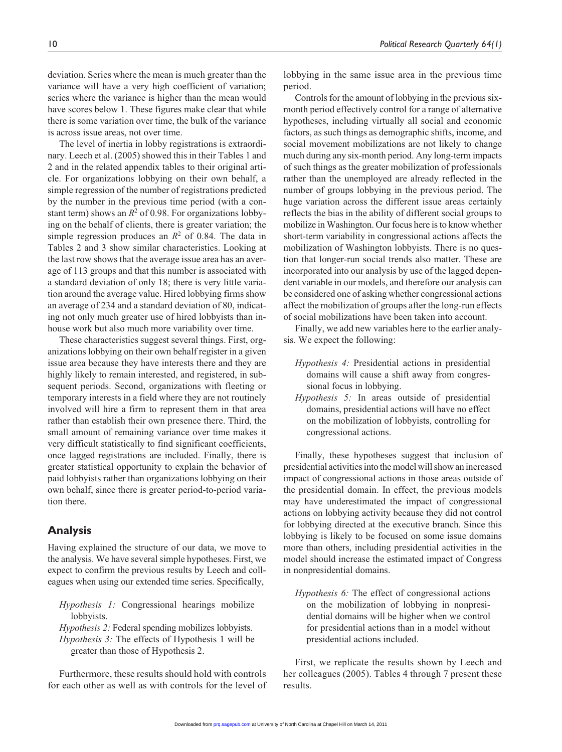deviation. Series where the mean is much greater than the variance will have a very high coefficient of variation; series where the variance is higher than the mean would have scores below 1. These figures make clear that while there is some variation over time, the bulk of the variance is across issue areas, not over time.

The level of inertia in lobby registrations is extraordinary. Leech et al. (2005) showed this in their Tables 1 and 2 and in the related appendix tables to their original article. For organizations lobbying on their own behalf, a simple regression of the number of registrations predicted by the number in the previous time period (with a constant term) shows an $R^2$ of 0.98. For organizations lobbying on the behalf of clients, there is greater variation; the simple regression produces an $R^2$ of 0.84. The data in Tables 2 and 3 show similar characteristics. Looking at the last row shows that the average issue area has an average of 113 groups and that this number is associated with a standard deviation of only 18; there is very little variation around the average value. Hired lobbying firms show an average of 234 and a standard deviation of 80, indicating not only much greater use of hired lobbyists than in-house work but also much more variability over time.

These characteristics suggest several things. First, organizations lobbying on their own behalf register in a given issue area because they have interests there and they are highly likely to remain interested, and registered, in subsequent periods. Second, organizations with fleeting or temporary interests in a field where they are not routinely involved will hire a firm to represent them in that area rather than establish their own presence there. Third, the small amount of remaining variance over time makes it very difficult statistically to find significant coefficients, once lagged registrations are included. Finally, there is greater statistical opportunity to explain the behavior of paid lobbyists rather than organizations lobbying on their own behalf, since there is greater period-to-period variation there.

## Analysis

Having explained the structure of our data, we move to the analysis. We have several simple hypotheses. First, we expect to confirm the previous results by Leech and colleagues when using our extended time series. Specifically,

*Hypothesis 1:* Congressional hearings mobilize lobbyists.

*Hypothesis 2:* Federal spending mobilizes lobbyists.

*Hypothesis 3:* The effects of Hypothesis 1 will be greater than those of Hypothesis 2.

Furthermore, these results should hold with controls for each other as well as with controls for the level of lobbying in the same issue area in the previous time period.

Controls for the amount of lobbying in the previous six-month period effectively control for a range of alternative hypotheses, including virtually all social and economic factors, as such things as demographic shifts, income, and social movement mobilizations are not likely to change much during any six-month period. Any long-term impacts of such things as the greater mobilization of professionals rather than the unemployed are already reflected in the number of groups lobbying in the previous period. The huge variation across the different issue areas certainly reflects the bias in the ability of different social groups to mobilize in Washington. Our focus here is to know whether short-term variability in congressional actions affects the mobilization of Washington lobbyists. There is no question that longer-run social trends also matter. These are incorporated into our analysis by use of the lagged dependent variable in our models, and therefore our analysis can be considered one of asking whether congressional actions affect the mobilization of groups after the long-run effects of social mobilizations have been taken into account.

Finally, we add new variables here to the earlier analysis. We expect the following:

*Hypothesis 4:* Presidential actions in presidential domains will cause a shift away from congressional focus in lobbying.

*Hypothesis 5:* In areas outside of presidential domains, presidential actions will have no effect on the mobilization of lobbyists, controlling for congressional actions.

Finally, these hypotheses suggest that inclusion of presidential activities into the model will show an increased impact of congressional actions in those areas outside of the presidential domain. In effect, the previous models may have underestimated the impact of congressional actions on lobbying activity because they did not control for lobbying directed at the executive branch. Since this lobbying is likely to be focused on some issue domains more than others, including presidential activities in the model should increase the estimated impact of Congress in nonpresidential domains.

*Hypothesis 6:* The effect of congressional actions on the mobilization of lobbying in nonpresidential domains will be higher when we control for presidential actions than in a model without presidential actions included.

First, we replicate the results shown by Leech and her colleagues (2005). Tables 4 through 7 present these results.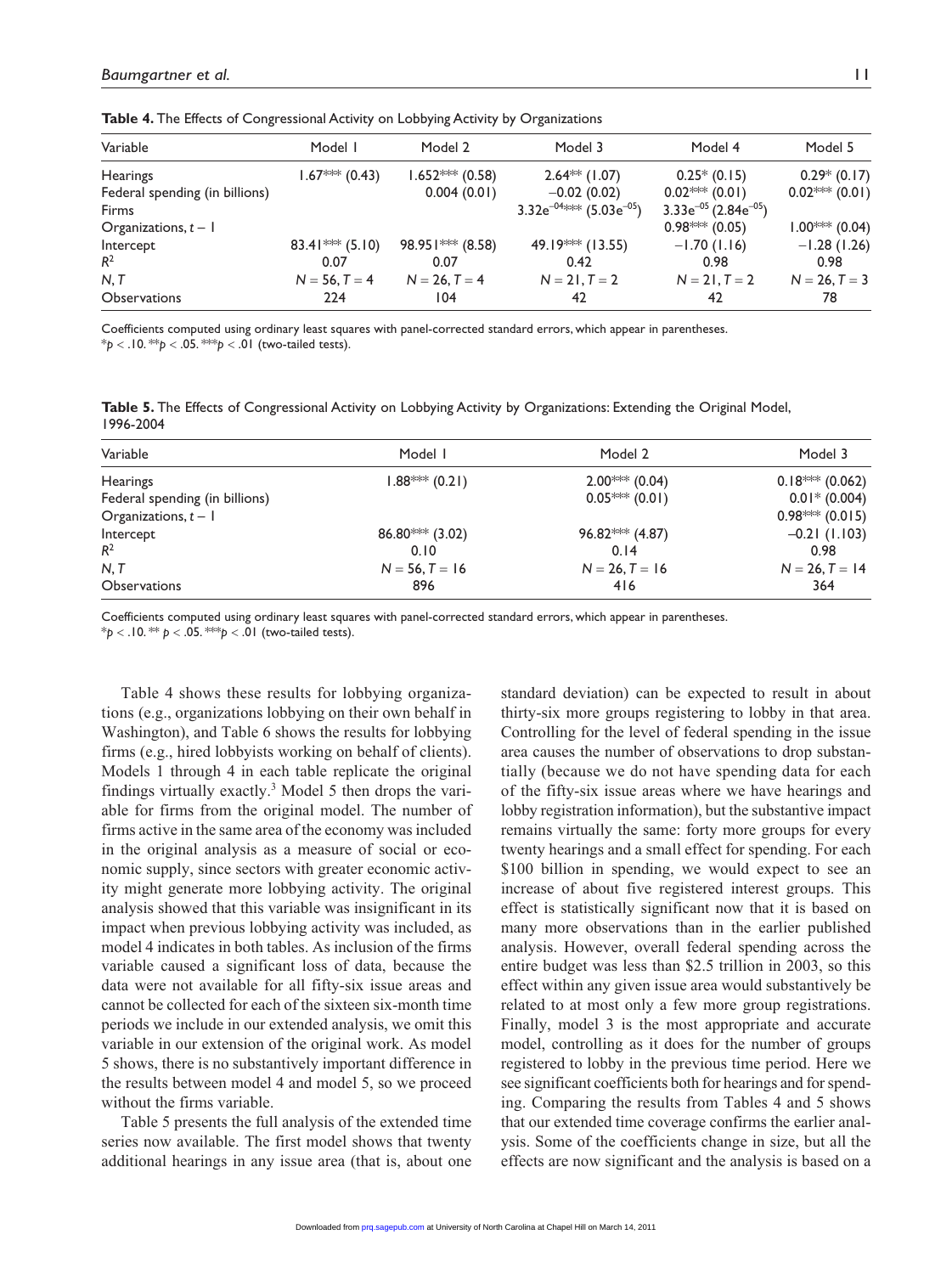**Table 4.** The Effects of Congressional Activity on Lobbying Activity by Organizations

| Variable | Model 1 | Model 2 | Model 3 | Model 4 | Model 5 |
|---|---|---|---|---|---|
| Hearings | 1.67*** (0.43) | 1.652*** (0.58) | 2.64** (1.07) | 0.25* (0.15) | 0.29* (0.17) |
| Federal spending (in billions) | | 0.004 (0.01) | −0.02 (0.02) | 0.02*** (0.01) | 0.02*** (0.01) |
| Firms | | | $3.32e^{-04}$*** ($5.03e^{-05}$) | $3.33e^{-05}$ ($2.84e^{-05}$) | |
| Organizations, $t-1$ | | | | 0.98*** (0.05) | 1.00*** (0.04) |
| Intercept | 83.41*** (5.10) | 98.951*** (8.58) | 49.19*** (13.55) | −1.70 (1.16) | −1.28 (1.26) |
| $R^2$ | 0.07 | 0.07 | 0.42 | 0.98 | 0.98 |
| N, T | N = 56, T = 4 | N = 26, T = 4 | N = 21, T = 2 | N = 21, T = 2 | N = 26, T = 3 |
| Observations | 224 | 104 | 42 | 42 | 78 |

Coefficients computed using ordinary least squares with panel-corrected standard errors, which appear in parentheses.
*$p < .10$. **$p < .05$. ***$p < .01$ (two-tailed tests).

**Table 5.** The Effects of Congressional Activity on Lobbying Activity by Organizations: Extending the Original Model, 1996-2004

| Variable | Model 1 | Model 2 | Model 3 |
|---|---|---|---|
| Hearings | 1.88*** (0.21) | 2.00*** (0.04) | 0.18*** (0.062) |
| Federal spending (in billions) | | 0.05*** (0.01) | 0.01* (0.004) |
| Organizations, $t-1$ | | | 0.98*** (0.015) |
| Intercept | 86.80*** (3.02) | 96.82*** (4.87) | −0.21 (1.103) |
| $R^2$ | 0.10 | 0.14 | 0.98 |
| N, T | N = 56, T = 16 | N = 26, T = 16 | N = 26, T = 14 |
| Observations | 896 | 416 | 364 |

Coefficients computed using ordinary least squares with panel-corrected standard errors, which appear in parentheses.
*$p < .10$. ** $p < .05$. ***$p < .01$ (two-tailed tests).

Table 4 shows these results for lobbying organizations (e.g., organizations lobbying on their own behalf in Washington), and Table 6 shows the results for lobbying firms (e.g., hired lobbyists working on behalf of clients). Models 1 through 4 in each table replicate the original findings virtually exactly.[3] Model 5 then drops the variable for firms from the original model. The number of firms active in the same area of the economy was included in the original analysis as a measure of social or economic supply, since sectors with greater economic activity might generate more lobbying activity. The original analysis showed that this variable was insignificant in its impact when previous lobbying activity was included, as model 4 indicates in both tables. As inclusion of the firms variable caused a significant loss of data, because the data were not available for all fifty-six issue areas and cannot be collected for each of the sixteen six-month time periods we include in our extended analysis, we omit this variable in our extension of the original work. As model 5 shows, there is no substantively important difference in the results between model 4 and model 5, so we proceed without the firms variable.

Table 5 presents the full analysis of the extended time series now available. The first model shows that twenty additional hearings in any issue area (that is, about one standard deviation) can be expected to result in about thirty-six more groups registering to lobby in that area. Controlling for the level of federal spending in the issue area causes the number of observations to drop substantially (because we do not have spending data for each of the fifty-six issue areas where we have hearings and lobby registration information), but the substantive impact remains virtually the same: forty more groups for every twenty hearings and a small effect for spending. For each \$100 billion in spending, we would expect to see an increase of about five registered interest groups. This effect is statistically significant now that it is based on many more observations than in the earlier published analysis. However, overall federal spending across the entire budget was less than \$2.5 trillion in 2003, so this effect within any given issue area would substantively be related to at most only a few more group registrations. Finally, model 3 is the most appropriate and accurate model, controlling as it does for the number of groups registered to lobby in the previous time period. Here we see significant coefficients both for hearings and for spending. Comparing the results from Tables 4 and 5 shows that our extended time coverage confirms the earlier analysis. Some of the coefficients change in size, but all the effects are now significant and the analysis is based on a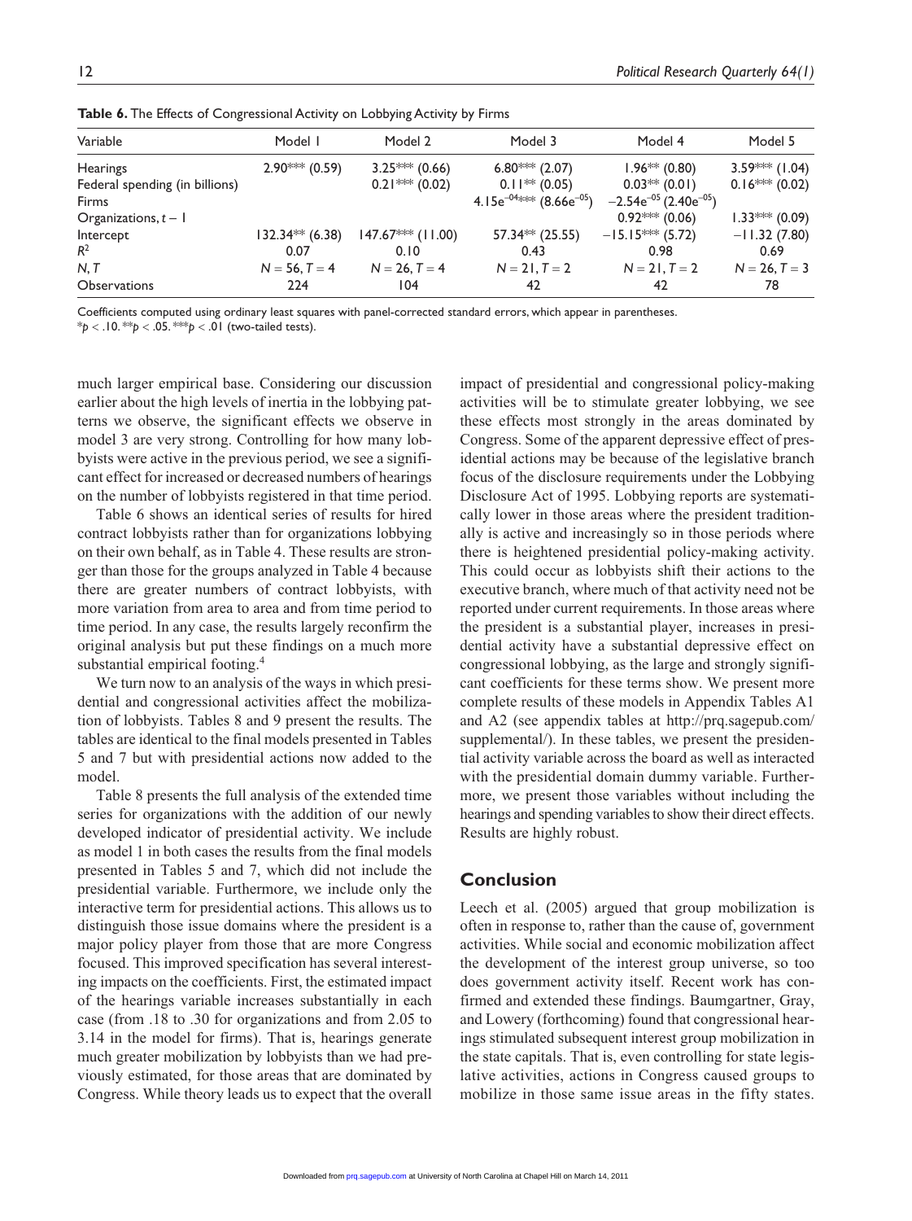**Table 6.** The Effects of Congressional Activity on Lobbying Activity by Firms

| Variable | Model 1 | Model 2 | Model 3 | Model 4 | Model 5 |
|---|---|---|---|---|---|
| Hearings | 2.90*** (0.59) | 3.25*** (0.66) | 6.80*** (2.07) | 1.96** (0.80) | 3.59*** (1.04) |
| Federal spending (in billions) | | 0.21*** (0.02) | 0.11** (0.05) | 0.03** (0.01) | 0.16*** (0.02) |
| Firms | | | $4.15e^{-04}$*** ($8.66e^{-05}$) | $-2.54e^{-05}$ ($2.40e^{-05}$) | |
| Organizations, $t-1$ | | | | 0.92*** (0.06) | 1.33*** (0.09) |
| Intercept | 132.34** (6.38) | 147.67*** (11.00) | 57.34** (25.55) | −15.15*** (5.72) | −11.32 (7.80) |
| $R^2$ | 0.07 | 0.10 | 0.43 | 0.98 | 0.69 |
| N, T | $N = 56, T = 4$ | $N = 26, T = 4$ | $N = 21, T = 2$ | $N = 21, T = 2$ | $N = 26, T = 3$ |
| Observations | 224 | 104 | 42 | 42 | 78 |

Coefficients computed using ordinary least squares with panel-corrected standard errors, which appear in parentheses.
*$p < .10$. **$p < .05$. ***$p < .01$ (two-tailed tests).

much larger empirical base. Considering our discussion earlier about the high levels of inertia in the lobbying patterns we observe, the significant effects we observe in model 3 are very strong. Controlling for how many lobbyists were active in the previous period, we see a significant effect for increased or decreased numbers of hearings on the number of lobbyists registered in that time period.

Table 6 shows an identical series of results for hired contract lobbyists rather than for organizations lobbying on their own behalf, as in Table 4. These results are stronger than those for the groups analyzed in Table 4 because there are greater numbers of contract lobbyists, with more variation from area to area and from time period to time period. In any case, the results largely reconfirm the original analysis but put these findings on a much more substantial empirical footing.[4]

We turn now to an analysis of the ways in which presidential and congressional activities affect the mobilization of lobbyists. Tables 8 and 9 present the results. The tables are identical to the final models presented in Tables 5 and 7 but with presidential actions now added to the model.

Table 8 presents the full analysis of the extended time series for organizations with the addition of our newly developed indicator of presidential activity. We include as model 1 in both cases the results from the final models presented in Tables 5 and 7, which did not include the presidential variable. Furthermore, we include only the interactive term for presidential actions. This allows us to distinguish those issue domains where the president is a major policy player from those that are more Congress focused. This improved specification has several interesting impacts on the coefficients. First, the estimated impact of the hearings variable increases substantially in each case (from .18 to .30 for organizations and from 2.05 to 3.14 in the model for firms). That is, hearings generate much greater mobilization by lobbyists than we had previously estimated, for those areas that are dominated by Congress. While theory leads us to expect that the overall impact of presidential and congressional policy-making activities will be to stimulate greater lobbying, we see these effects most strongly in the areas dominated by Congress. Some of the apparent depressive effect of presidential actions may be because of the legislative branch focus of the disclosure requirements under the Lobbying Disclosure Act of 1995. Lobbying reports are systematically lower in those areas where the president traditionally is active and increasingly so in those periods where there is heightened presidential policy-making activity. This could occur as lobbyists shift their actions to the executive branch, where much of that activity need not be reported under current requirements. In those areas where the president is a substantial player, increases in presidential activity have a substantial depressive effect on congressional lobbying, as the large and strongly significant coefficients for these terms show. We present more complete results of these models in Appendix Tables A1 and A2 (see appendix tables at http://prq.sagepub.com/supplemental/). In these tables, we present the presidential activity variable across the board as well as interacted with the presidential domain dummy variable. Furthermore, we present those variables without including the hearings and spending variables to show their direct effects. Results are highly robust.

## Conclusion

Leech et al. (2005) argued that group mobilization is often in response to, rather than the cause of, government activities. While social and economic mobilization affect the development of the interest group universe, so too does government activity itself. Recent work has confirmed and extended these findings. Baumgartner, Gray, and Lowery (forthcoming) found that congressional hearings stimulated subsequent interest group mobilization in the state capitals. That is, even controlling for state legislative activities, actions in Congress caused groups to mobilize in those same issue areas in the fifty states.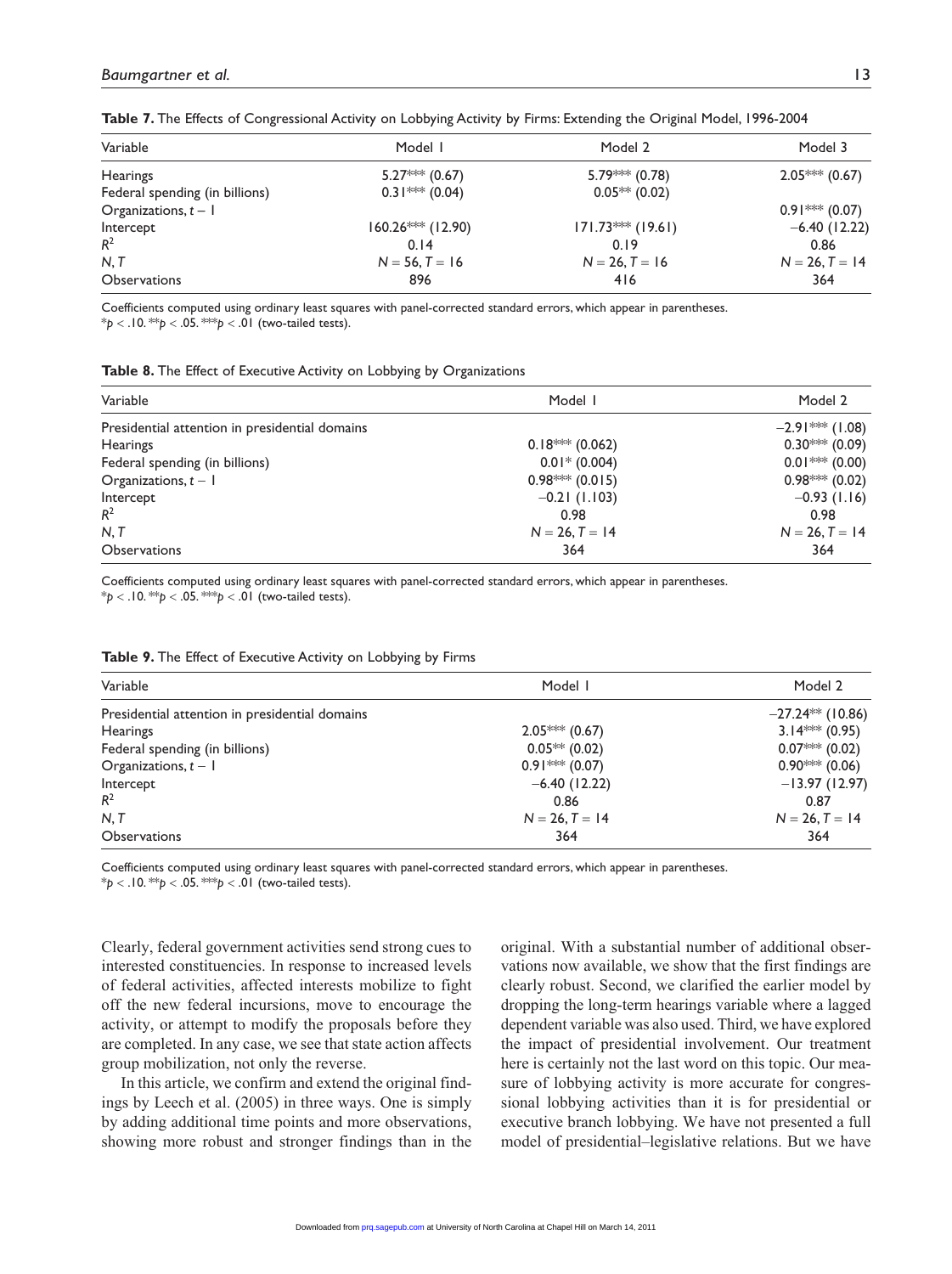**Table 7.** The Effects of Congressional Activity on Lobbying Activity by Firms: Extending the Original Model, 1996-2004

| Variable | Model 1 | Model 2 | Model 3 |
|---|---|---|---|
| Hearings | 5.27*** (0.67) | 5.79*** (0.78) | 2.05*** (0.67) |
| Federal spending (in billions) | 0.31*** (0.04) | 0.05** (0.02) | |
| Organizations, $t - 1$ | | | 0.91*** (0.07) |
| Intercept | 160.26*** (12.90) | 171.73*** (19.61) | −6.40 (12.22) |
| $R^2$ | 0.14 | 0.19 | 0.86 |
| $N, T$ | $N = 56, T = 16$ | $N = 26, T = 16$ | $N = 26, T = 14$ |
| Observations | 896 | 416 | 364 |

Coefficients computed using ordinary least squares with panel-corrected standard errors, which appear in parentheses.
*$p < .10$. **$p < .05$. ***$p < .01$ (two-tailed tests).

**Table 8.** The Effect of Executive Activity on Lobbying by Organizations

| Variable | Model 1 | Model 2 |
|---|---|---|
| Presidential attention in presidential domains | | −2.91*** (1.08) |
| Hearings | 0.18*** (0.062) | 0.30*** (0.09) |
| Federal spending (in billions) | 0.01* (0.004) | 0.01*** (0.00) |
| Organizations, $t - 1$ | 0.98*** (0.015) | 0.98*** (0.02) |
| Intercept | −0.21 (1.103) | −0.93 (1.16) |
| $R^2$ | 0.98 | 0.98 |
| $N, T$ | $N = 26, T = 14$ | $N = 26, T = 14$ |
| Observations | 364 | 364 |

Coefficients computed using ordinary least squares with panel-corrected standard errors, which appear in parentheses.
*$p < .10$. **$p < .05$. ***$p < .01$ (two-tailed tests).

**Table 9.** The Effect of Executive Activity on Lobbying by Firms

| Variable | Model 1 | Model 2 |
|---|---|---|
| Presidential attention in presidential domains | | −27.24** (10.86) |
| Hearings | 2.05*** (0.67) | 3.14*** (0.95) |
| Federal spending (in billions) | 0.05** (0.02) | 0.07*** (0.02) |
| Organizations, $t - 1$ | 0.91*** (0.07) | 0.90*** (0.06) |
| Intercept | −6.40 (12.22) | −13.97 (12.97) |
| $R^2$ | 0.86 | 0.87 |
| $N, T$ | $N = 26, T = 14$ | $N = 26, T = 14$ |
| Observations | 364 | 364 |

Coefficients computed using ordinary least squares with panel-corrected standard errors, which appear in parentheses.
*$p < .10$. **$p < .05$. ***$p < .01$ (two-tailed tests).

Clearly, federal government activities send strong cues to interested constituencies. In response to increased levels of federal activities, affected interests mobilize to fight off the new federal incursions, move to encourage the activity, or attempt to modify the proposals before they are completed. In any case, we see that state action affects group mobilization, not only the reverse.

In this article, we confirm and extend the original findings by Leech et al. (2005) in three ways. One is simply by adding additional time points and more observations, showing more robust and stronger findings than in the original. With a substantial number of additional observations now available, we show that the first findings are clearly robust. Second, we clarified the earlier model by dropping the long-term hearings variable where a lagged dependent variable was also used. Third, we have explored the impact of presidential involvement. Our treatment here is certainly not the last word on this topic. Our measure of lobbying activity is more accurate for congressional lobbying activities than it is for presidential or executive branch lobbying. We have not presented a full model of presidential–legislative relations. But we have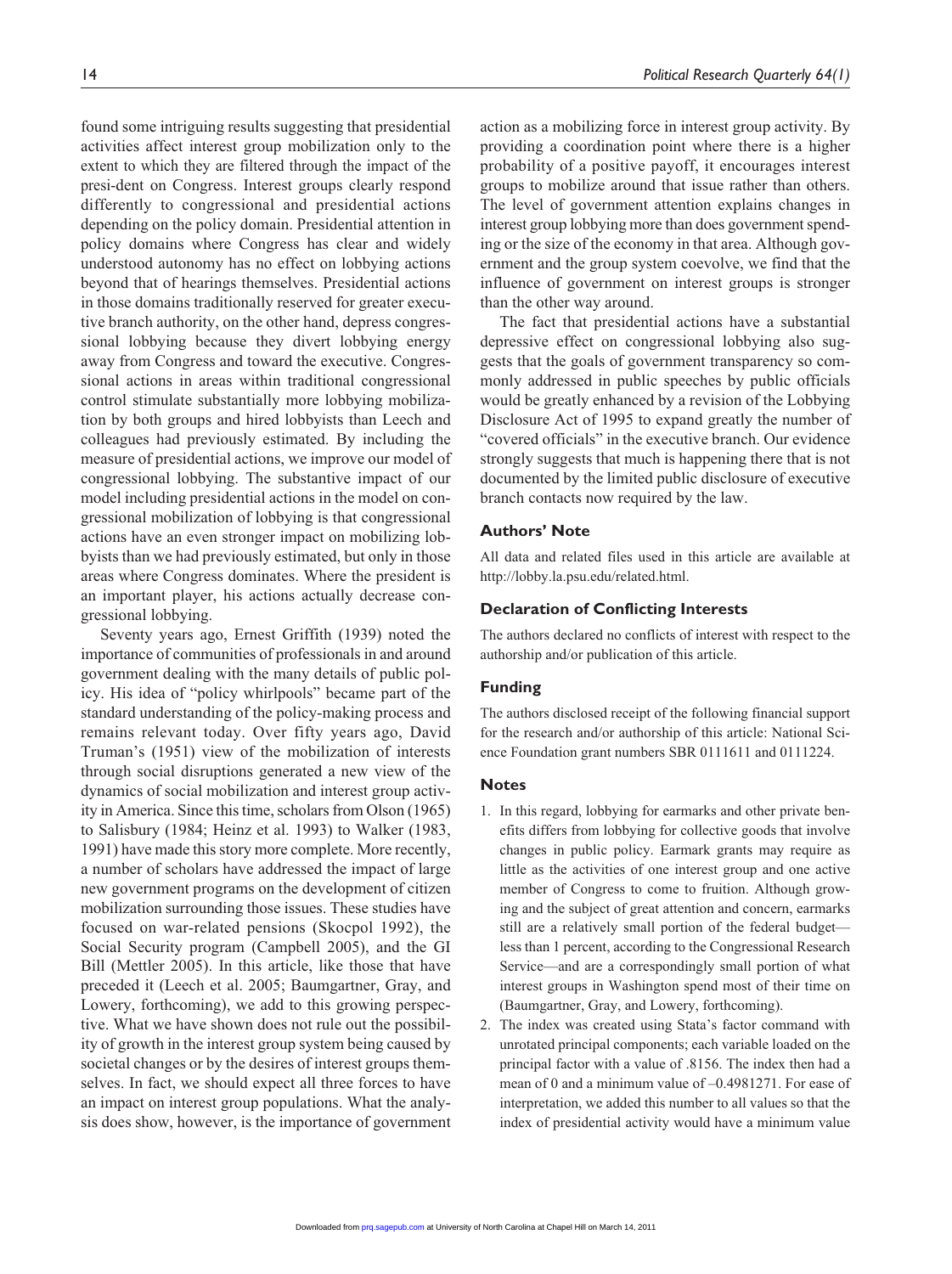found some intriguing results suggesting that presidential activities affect interest group mobilization only to the extent to which they are filtered through the impact of the presi-dent on Congress. Interest groups clearly respond differently to congressional and presidential actions depending on the policy domain. Presidential attention in policy domains where Congress has clear and widely understood autonomy has no effect on lobbying actions beyond that of hearings themselves. Presidential actions in those domains traditionally reserved for greater executive branch authority, on the other hand, depress congressional lobbying because they divert lobbying energy away from Congress and toward the executive. Congressional actions in areas within traditional congressional control stimulate substantially more lobbying mobilization by both groups and hired lobbyists than Leech and colleagues had previously estimated. By including the measure of presidential actions, we improve our model of congressional lobbying. The substantive impact of our model including presidential actions in the model on congressional mobilization of lobbying is that congressional actions have an even stronger impact on mobilizing lobbyists than we had previously estimated, but only in those areas where Congress dominates. Where the president is an important player, his actions actually decrease congressional lobbying.

Seventy years ago, Ernest Griffith (1939) noted the importance of communities of professionals in and around government dealing with the many details of public policy. His idea of "policy whirlpools" became part of the standard understanding of the policy-making process and remains relevant today. Over fifty years ago, David Truman's (1951) view of the mobilization of interests through social disruptions generated a new view of the dynamics of social mobilization and interest group activity in America. Since this time, scholars from Olson (1965) to Salisbury (1984; Heinz et al. 1993) to Walker (1983, 1991) have made this story more complete. More recently, a number of scholars have addressed the impact of large new government programs on the development of citizen mobilization surrounding those issues. These studies have focused on war-related pensions (Skocpol 1992), the Social Security program (Campbell 2005), and the GI Bill (Mettler 2005). In this article, like those that have preceded it (Leech et al. 2005; Baumgartner, Gray, and Lowery, forthcoming), we add to this growing perspective. What we have shown does not rule out the possibility of growth in the interest group system being caused by societal changes or by the desires of interest groups themselves. In fact, we should expect all three forces to have an impact on interest group populations. What the analysis does show, however, is the importance of government action as a mobilizing force in interest group activity. By providing a coordination point where there is a higher probability of a positive payoff, it encourages interest groups to mobilize around that issue rather than others. The level of government attention explains changes in interest group lobbying more than does government spending or the size of the economy in that area. Although government and the group system coevolve, we find that the influence of government on interest groups is stronger than the other way around.

The fact that presidential actions have a substantial depressive effect on congressional lobbying also suggests that the goals of government transparency so commonly addressed in public speeches by public officials would be greatly enhanced by a revision of the Lobbying Disclosure Act of 1995 to expand greatly the number of "covered officials" in the executive branch. Our evidence strongly suggests that much is happening there that is not documented by the limited public disclosure of executive branch contacts now required by the law.

## Authors' Note

All data and related files used in this article are available at http://lobby.la.psu.edu/related.html.

## Declaration of Conflicting Interests

The authors declared no conflicts of interest with respect to the authorship and/or publication of this article.

## Funding

The authors disclosed receipt of the following financial support for the research and/or authorship of this article: National Science Foundation grant numbers SBR 0111611 and 0111224.

## Notes

1. In this regard, lobbying for earmarks and other private benefits differs from lobbying for collective goods that involve changes in public policy. Earmark grants may require as little as the activities of one interest group and one active member of Congress to come to fruition. Although growing and the subject of great attention and concern, earmarks still are a relatively small portion of the federal budget—less than 1 percent, according to the Congressional Research Service—and are a correspondingly small portion of what interest groups in Washington spend most of their time on (Baumgartner, Gray, and Lowery, forthcoming).
2. The index was created using Stata's factor command with unrotated principal components; each variable loaded on the principal factor with a value of .8156. The index then had a mean of 0 and a minimum value of –0.4981271. For ease of interpretation, we added this number to all values so that the index of presidential activity would have a minimum value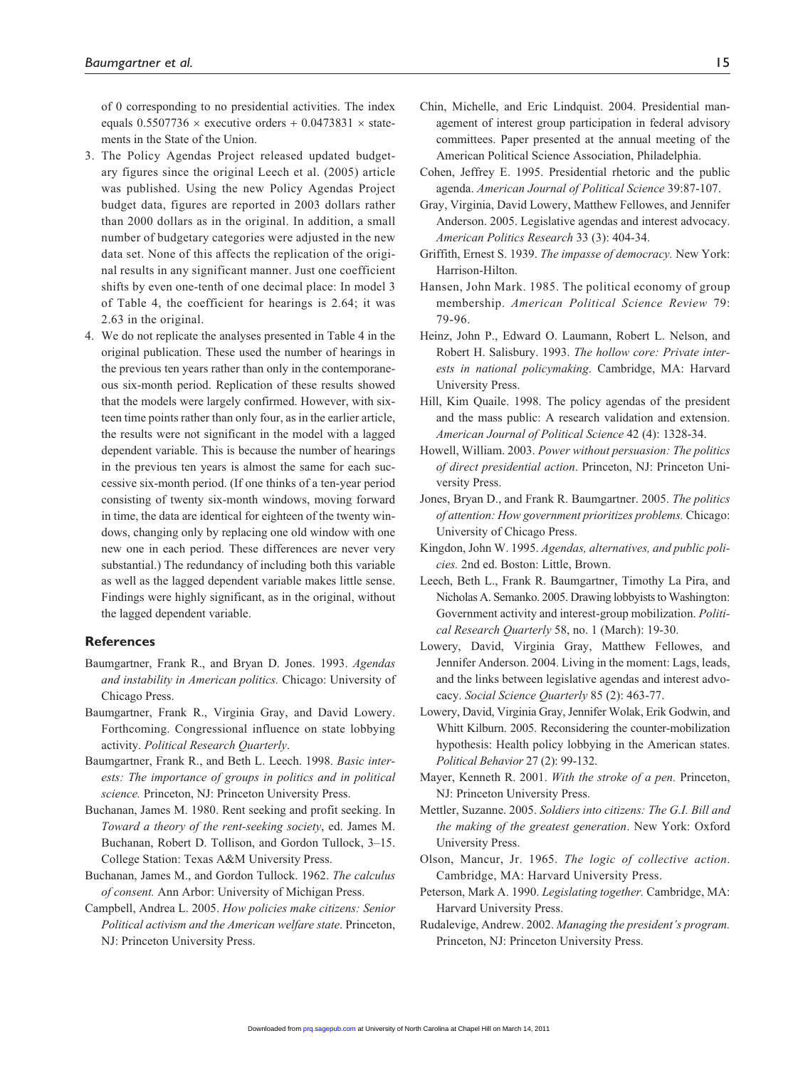of 0 corresponding to no presidential activities. The index equals $0.5507736 \times$ executive orders + $0.0473831 \times$ statements in the State of the Union.

3. The Policy Agendas Project released updated budgetary figures since the original Leech et al. (2005) article was published. Using the new Policy Agendas Project budget data, figures are reported in 2003 dollars rather than 2000 dollars as in the original. In addition, a small number of budgetary categories were adjusted in the new data set. None of this affects the replication of the original results in any significant manner. Just one coefficient shifts by even one-tenth of one decimal place: In model 3 of Table 4, the coefficient for hearings is 2.64; it was 2.63 in the original.
4. We do not replicate the analyses presented in Table 4 in the original publication. These used the number of hearings in the previous ten years rather than only in the contemporaneous six-month period. Replication of these results showed that the models were largely confirmed. However, with sixteen time points rather than only four, as in the earlier article, the results were not significant in the model with a lagged dependent variable. This is because the number of hearings in the previous ten years is almost the same for each successive six-month period. (If one thinks of a ten-year period consisting of twenty six-month windows, moving forward in time, the data are identical for eighteen of the twenty windows, changing only by replacing one old window with one new one in each period. These differences are never very substantial.) The redundancy of including both this variable as well as the lagged dependent variable makes little sense. Findings were highly significant, as in the original, without the lagged dependent variable.

## References

Baumgartner, Frank R., and Bryan D. Jones. 1993. *Agendas and instability in American politics.* Chicago: University of Chicago Press.

Baumgartner, Frank R., Virginia Gray, and David Lowery. Forthcoming. Congressional influence on state lobbying activity. *Political Research Quarterly*.

Baumgartner, Frank R., and Beth L. Leech. 1998. *Basic interests: The importance of groups in politics and in political science.* Princeton, NJ: Princeton University Press.

Buchanan, James M. 1980. Rent seeking and profit seeking. In *Toward a theory of the rent-seeking society*, ed. James M. Buchanan, Robert D. Tollison, and Gordon Tullock, 3–15. College Station: Texas A&M University Press.

Buchanan, James M., and Gordon Tullock. 1962. *The calculus of consent.* Ann Arbor: University of Michigan Press.

Campbell, Andrea L. 2005. *How policies make citizens: Senior Political activism and the American welfare state*. Princeton, NJ: Princeton University Press.

Chin, Michelle, and Eric Lindquist. 2004. Presidential management of interest group participation in federal advisory committees. Paper presented at the annual meeting of the American Political Science Association, Philadelphia.

Cohen, Jeffrey E. 1995. Presidential rhetoric and the public agenda. *American Journal of Political Science* 39:87-107.

Gray, Virginia, David Lowery, Matthew Fellowes, and Jennifer Anderson. 2005. Legislative agendas and interest advocacy. *American Politics Research* 33 (3): 404-34.

Griffith, Ernest S. 1939. *The impasse of democracy.* New York: Harrison-Hilton.

Hansen, John Mark. 1985. The political economy of group membership. *American Political Science Review* 79: 79-96.

Heinz, John P., Edward O. Laumann, Robert L. Nelson, and Robert H. Salisbury. 1993. *The hollow core: Private interests in national policymaking*. Cambridge, MA: Harvard University Press.

Hill, Kim Quaile. 1998. The policy agendas of the president and the mass public: A research validation and extension. *American Journal of Political Science* 42 (4): 1328-34.

Howell, William. 2003. *Power without persuasion: The politics of direct presidential action*. Princeton, NJ: Princeton University Press.

Jones, Bryan D., and Frank R. Baumgartner. 2005. *The politics of attention: How government prioritizes problems.* Chicago: University of Chicago Press.

Kingdon, John W. 1995. *Agendas, alternatives, and public policies.* 2nd ed. Boston: Little, Brown.

Leech, Beth L., Frank R. Baumgartner, Timothy La Pira, and Nicholas A. Semanko. 2005. Drawing lobbyists to Washington: Government activity and interest-group mobilization. *Political Research Quarterly* 58, no. 1 (March): 19-30.

Lowery, David, Virginia Gray, Matthew Fellowes, and Jennifer Anderson. 2004. Living in the moment: Lags, leads, and the links between legislative agendas and interest advocacy. *Social Science Quarterly* 85 (2): 463-77.

Lowery, David, Virginia Gray, Jennifer Wolak, Erik Godwin, and Whitt Kilburn. 2005. Reconsidering the counter-mobilization hypothesis: Health policy lobbying in the American states. *Political Behavior* 27 (2): 99-132.

Mayer, Kenneth R. 2001. *With the stroke of a pen.* Princeton, NJ: Princeton University Press.

Mettler, Suzanne. 2005. *Soldiers into citizens: The G.I. Bill and the making of the greatest generation*. New York: Oxford University Press.

Olson, Mancur, Jr. 1965. *The logic of collective action*. Cambridge, MA: Harvard University Press.

Peterson, Mark A. 1990. *Legislating together.* Cambridge, MA: Harvard University Press.

Rudalevige, Andrew. 2002. *Managing the president's program.* Princeton, NJ: Princeton University Press.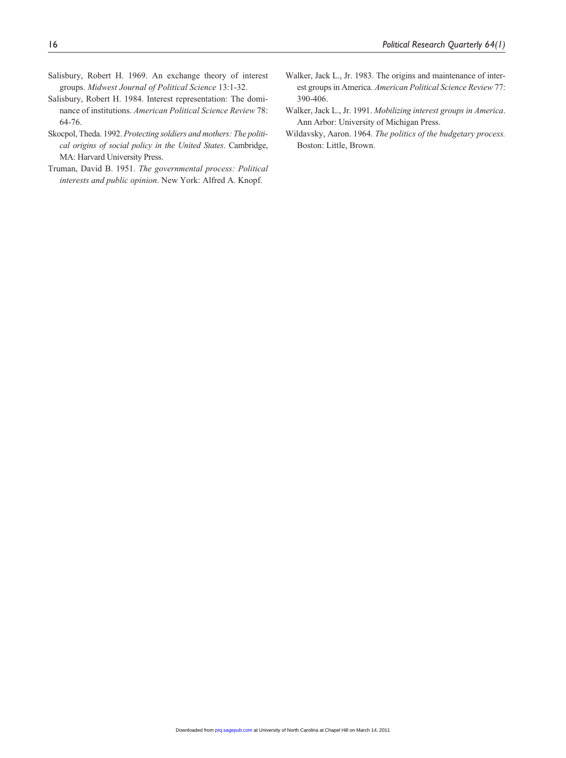Salisbury, Robert H. 1969. An exchange theory of interest groups. *Midwest Journal of Political Science* 13:1-32.

Salisbury, Robert H. 1984. Interest representation: The dominance of institutions. *American Political Science Review* 78: 64-76.

Skocpol, Theda. 1992. *Protecting soldiers and mothers: The political origins of social policy in the United States*. Cambridge, MA: Harvard University Press.

Truman, David B. 1951. *The governmental process: Political interests and public opinion*. New York: Alfred A. Knopf.

Walker, Jack L., Jr. 1983. The origins and maintenance of interest groups in America. *American Political Science Review* 77: 390-406.

Walker, Jack L., Jr. 1991. *Mobilizing interest groups in America*. Ann Arbor: University of Michigan Press.

Wildavsky, Aaron. 1964. *The politics of the budgetary process.* Boston: Little, Brown.